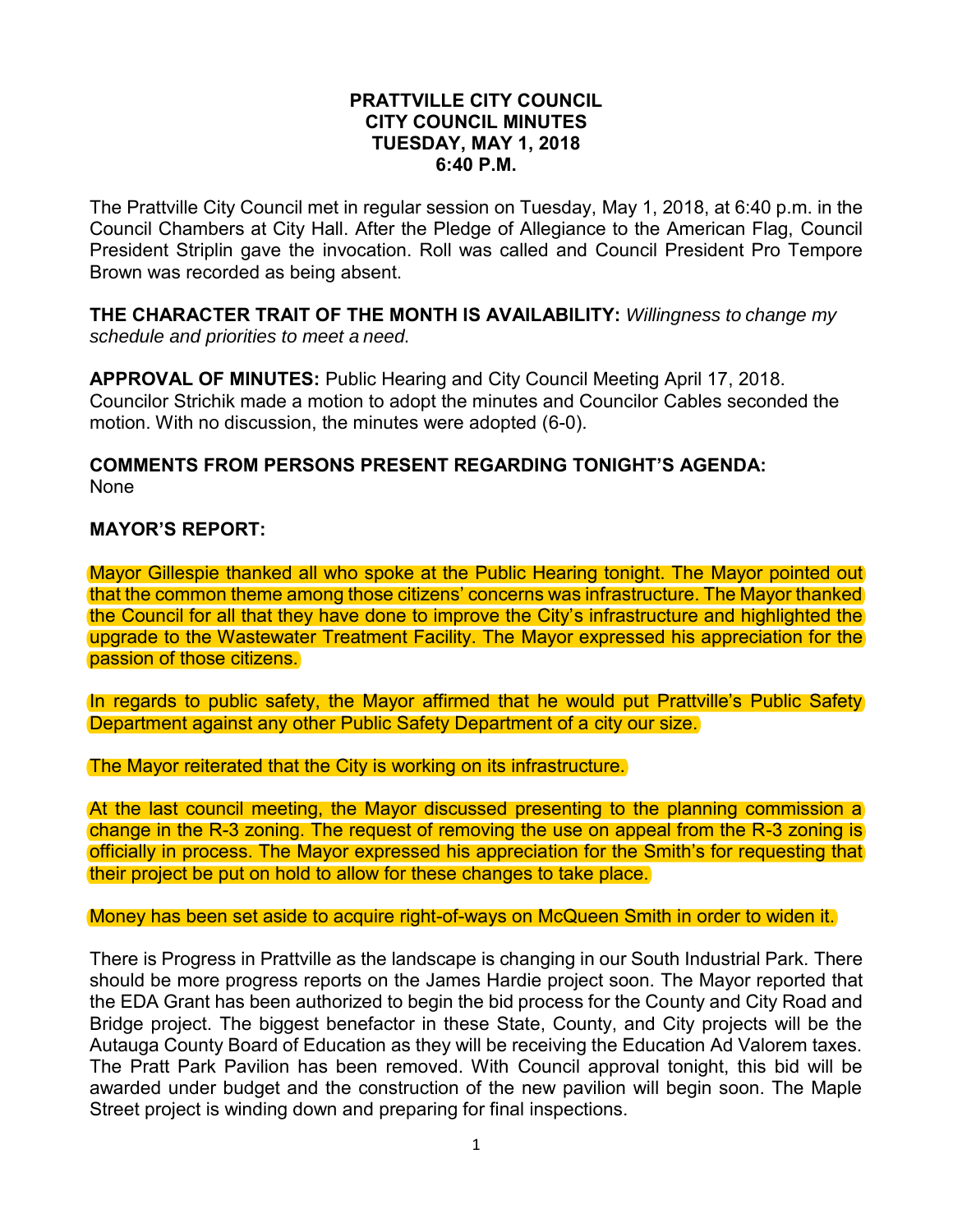**PRATTVILLE CITY COUNCIL**
**CITY COUNCIL MINUTES**
**TUESDAY, MAY 1, 2018**
**6:40 P.M.**

The Prattville City Council met in regular session on Tuesday, May 1, 2018, at 6:40 p.m. in the Council Chambers at City Hall. After the Pledge of Allegiance to the American Flag, Council President Striplin gave the invocation. Roll was called and Council President Pro Tempore Brown was recorded as being absent.

**THE CHARACTER TRAIT OF THE MONTH IS AVAILABILITY:** *Willingness to change my schedule and priorities to meet a need.*

**APPROVAL OF MINUTES:** Public Hearing and City Council Meeting April 17, 2018. Councilor Strichik made a motion to adopt the minutes and Councilor Cables seconded the motion. With no discussion, the minutes were adopted (6-0).

**COMMENTS FROM PERSONS PRESENT REGARDING TONIGHT'S AGENDA:**
None

**MAYOR'S REPORT:**

Mayor Gillespie thanked all who spoke at the Public Hearing tonight. The Mayor pointed out that the common theme among those citizens' concerns was infrastructure. The Mayor thanked the Council for all that they have done to improve the City's infrastructure and highlighted the upgrade to the Wastewater Treatment Facility. The Mayor expressed his appreciation for the passion of those citizens.

In regards to public safety, the Mayor affirmed that he would put Prattville's Public Safety Department against any other Public Safety Department of a city our size.

The Mayor reiterated that the City is working on its infrastructure.

At the last council meeting, the Mayor discussed presenting to the planning commission a change in the R-3 zoning. The request of removing the use on appeal from the R-3 zoning is officially in process. The Mayor expressed his appreciation for the Smith's for requesting that their project be put on hold to allow for these changes to take place.

Money has been set aside to acquire right-of-ways on McQueen Smith in order to widen it.

There is Progress in Prattville as the landscape is changing in our South Industrial Park. There should be more progress reports on the James Hardie project soon. The Mayor reported that the EDA Grant has been authorized to begin the bid process for the County and City Road and Bridge project. The biggest benefactor in these State, County, and City projects will be the Autauga County Board of Education as they will be receiving the Education Ad Valorem taxes. The Pratt Park Pavilion has been removed. With Council approval tonight, this bid will be awarded under budget and the construction of the new pavilion will begin soon. The Maple Street project is winding down and preparing for final inspections.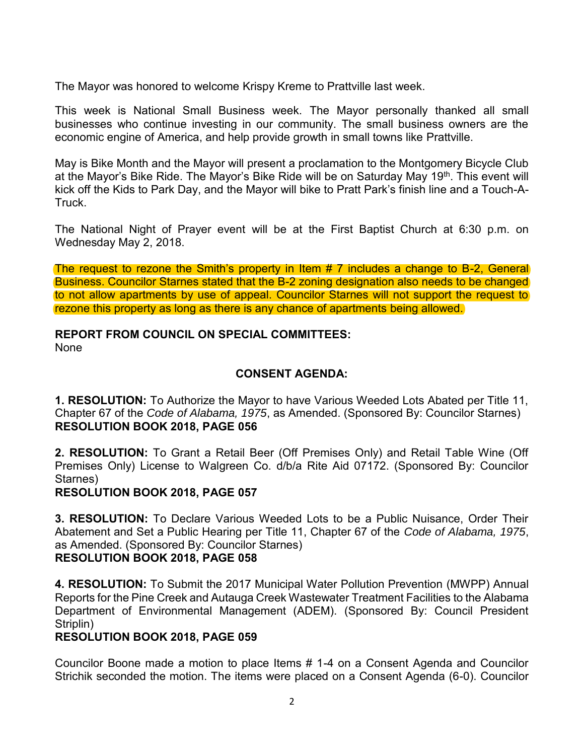The Mayor was honored to welcome Krispy Kreme to Prattville last week.

This week is National Small Business week. The Mayor personally thanked all small businesses who continue investing in our community. The small business owners are the economic engine of America, and help provide growth in small towns like Prattville.

May is Bike Month and the Mayor will present a proclamation to the Montgomery Bicycle Club at the Mayor's Bike Ride. The Mayor's Bike Ride will be on Saturday May 19th. This event will kick off the Kids to Park Day, and the Mayor will bike to Pratt Park's finish line and a Touch-A-Truck.

The National Night of Prayer event will be at the First Baptist Church at 6:30 p.m. on Wednesday May 2, 2018.

The request to rezone the Smith's property in Item # 7 includes a change to B-2, General Business. Councilor Starnes stated that the B-2 zoning designation also needs to be changed to not allow apartments by use of appeal. Councilor Starnes will not support the request to rezone this property as long as there is any chance of apartments being allowed.

**REPORT FROM COUNCIL ON SPECIAL COMMITTEES:**
None

## CONSENT AGENDA:

**1. RESOLUTION:** To Authorize the Mayor to have Various Weeded Lots Abated per Title 11, Chapter 67 of the *Code of Alabama, 1975*, as Amended. (Sponsored By: Councilor Starnes)
**RESOLUTION BOOK 2018, PAGE 056**

**2. RESOLUTION:** To Grant a Retail Beer (Off Premises Only) and Retail Table Wine (Off Premises Only) License to Walgreen Co. d/b/a Rite Aid 07172. (Sponsored By: Councilor Starnes)
**RESOLUTION BOOK 2018, PAGE 057**

**3. RESOLUTION:** To Declare Various Weeded Lots to be a Public Nuisance, Order Their Abatement and Set a Public Hearing per Title 11, Chapter 67 of the *Code of Alabama, 1975*, as Amended. (Sponsored By: Councilor Starnes)
**RESOLUTION BOOK 2018, PAGE 058**

**4. RESOLUTION:** To Submit the 2017 Municipal Water Pollution Prevention (MWPP) Annual Reports for the Pine Creek and Autauga Creek Wastewater Treatment Facilities to the Alabama Department of Environmental Management (ADEM). (Sponsored By: Council President Striplin)
**RESOLUTION BOOK 2018, PAGE 059**

Councilor Boone made a motion to place Items # 1-4 on a Consent Agenda and Councilor Strichik seconded the motion. The items were placed on a Consent Agenda (6-0). Councilor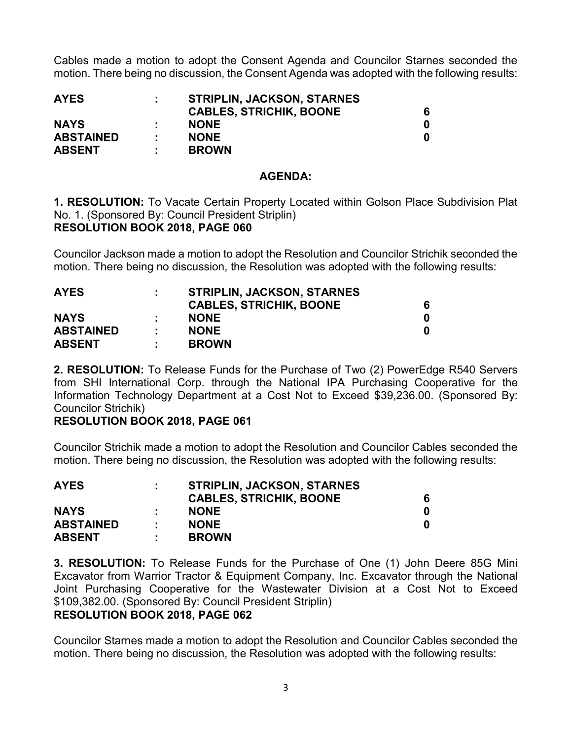Cables made a motion to adopt the Consent Agenda and Councilor Starnes seconded the motion. There being no discussion, the Consent Agenda was adopted with the following results:

| | | | |
|---|---|---|---|
| **AYES** | **:** | **STRIPLIN, JACKSON, STARNES CABLES, STRICHIK, BOONE** | **6** |
| **NAYS** | **:** | **NONE** | **0** |
| **ABSTAINED** | **:** | **NONE** | **0** |
| **ABSENT** | **:** | **BROWN** | |

**AGENDA:**

**1. RESOLUTION:** To Vacate Certain Property Located within Golson Place Subdivision Plat No. 1. (Sponsored By: Council President Striplin)
**RESOLUTION BOOK 2018, PAGE 060**

Councilor Jackson made a motion to adopt the Resolution and Councilor Strichik seconded the motion. There being no discussion, the Resolution was adopted with the following results:

| | | | |
|---|---|---|---|
| **AYES** | **:** | **STRIPLIN, JACKSON, STARNES CABLES, STRICHIK, BOONE** | **6** |
| **NAYS** | **:** | **NONE** | **0** |
| **ABSTAINED** | **:** | **NONE** | **0** |
| **ABSENT** | **:** | **BROWN** | |

**2. RESOLUTION:** To Release Funds for the Purchase of Two (2) PowerEdge R540 Servers from SHI International Corp. through the National IPA Purchasing Cooperative for the Information Technology Department at a Cost Not to Exceed $39,236.00. (Sponsored By: Councilor Strichik)
**RESOLUTION BOOK 2018, PAGE 061**

Councilor Strichik made a motion to adopt the Resolution and Councilor Cables seconded the motion. There being no discussion, the Resolution was adopted with the following results:

| | | | |
|---|---|---|---|
| **AYES** | **:** | **STRIPLIN, JACKSON, STARNES CABLES, STRICHIK, BOONE** | **6** |
| **NAYS** | **:** | **NONE** | **0** |
| **ABSTAINED** | **:** | **NONE** | **0** |
| **ABSENT** | **:** | **BROWN** | |

**3. RESOLUTION:** To Release Funds for the Purchase of One (1) John Deere 85G Mini Excavator from Warrior Tractor & Equipment Company, Inc. Excavator through the National Joint Purchasing Cooperative for the Wastewater Division at a Cost Not to Exceed $109,382.00. (Sponsored By: Council President Striplin)
**RESOLUTION BOOK 2018, PAGE 062**

Councilor Starnes made a motion to adopt the Resolution and Councilor Cables seconded the motion. There being no discussion, the Resolution was adopted with the following results: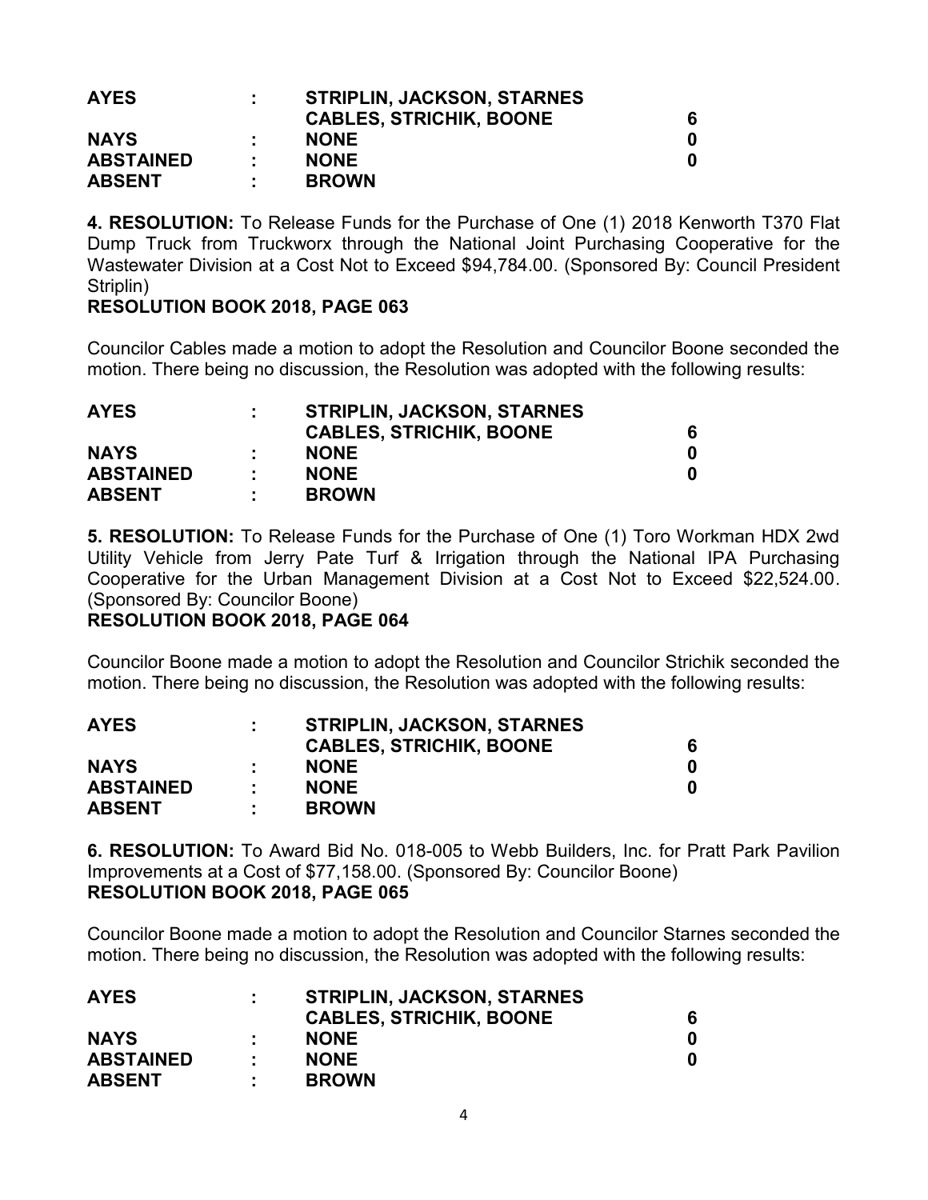| | | | |
|---|---|---|---|
| **AYES** | **:** | **STRIPLIN, JACKSON, STARNES CABLES, STRICHIK, BOONE** | **6** |
| **NAYS** | **:** | **NONE** | **0** |
| **ABSTAINED** | **:** | **NONE** | **0** |
| **ABSENT** | **:** | **BROWN** | |

**4. RESOLUTION:** To Release Funds for the Purchase of One (1) 2018 Kenworth T370 Flat Dump Truck from Truckworx through the National Joint Purchasing Cooperative for the Wastewater Division at a Cost Not to Exceed $94,784.00. (Sponsored By: Council President Striplin)
**RESOLUTION BOOK 2018, PAGE 063**

Councilor Cables made a motion to adopt the Resolution and Councilor Boone seconded the motion. There being no discussion, the Resolution was adopted with the following results:

| | | | |
|---|---|---|---|
| **AYES** | **:** | **STRIPLIN, JACKSON, STARNES CABLES, STRICHIK, BOONE** | **6** |
| **NAYS** | **:** | **NONE** | **0** |
| **ABSTAINED** | **:** | **NONE** | **0** |
| **ABSENT** | **:** | **BROWN** | |

**5. RESOLUTION:** To Release Funds for the Purchase of One (1) Toro Workman HDX 2wd Utility Vehicle from Jerry Pate Turf & Irrigation through the National IPA Purchasing Cooperative for the Urban Management Division at a Cost Not to Exceed $22,524.00. (Sponsored By: Councilor Boone)
**RESOLUTION BOOK 2018, PAGE 064**

Councilor Boone made a motion to adopt the Resolution and Councilor Strichik seconded the motion. There being no discussion, the Resolution was adopted with the following results:

| | | | |
|---|---|---|---|
| **AYES** | **:** | **STRIPLIN, JACKSON, STARNES CABLES, STRICHIK, BOONE** | **6** |
| **NAYS** | **:** | **NONE** | **0** |
| **ABSTAINED** | **:** | **NONE** | **0** |
| **ABSENT** | **:** | **BROWN** | |

**6. RESOLUTION:** To Award Bid No. 018-005 to Webb Builders, Inc. for Pratt Park Pavilion Improvements at a Cost of $77,158.00. (Sponsored By: Councilor Boone)
**RESOLUTION BOOK 2018, PAGE 065**

Councilor Boone made a motion to adopt the Resolution and Councilor Starnes seconded the motion. There being no discussion, the Resolution was adopted with the following results:

| | | | |
|---|---|---|---|
| **AYES** | **:** | **STRIPLIN, JACKSON, STARNES CABLES, STRICHIK, BOONE** | **6** |
| **NAYS** | **:** | **NONE** | **0** |
| **ABSTAINED** | **:** | **NONE** | **0** |
| **ABSENT** | **:** | **BROWN** | |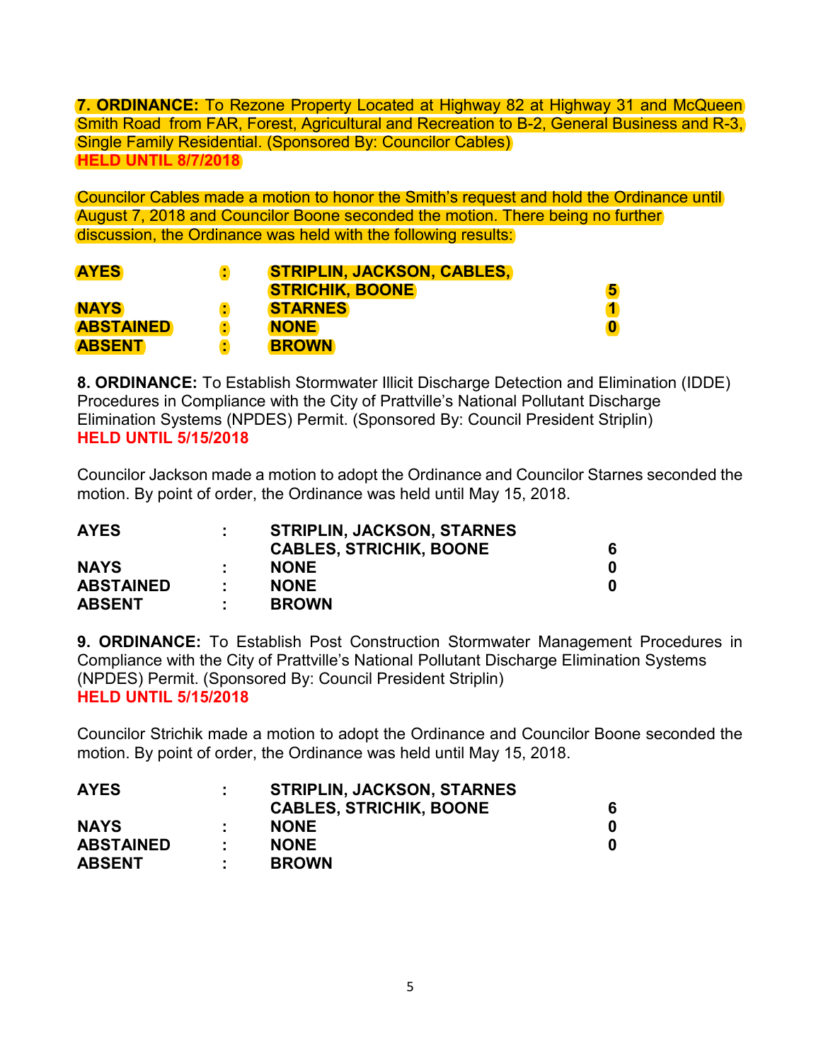**7. ORDINANCE:** To Rezone Property Located at Highway 82 at Highway 31 and McQueen Smith Road from FAR, Forest, Agricultural and Recreation to B-2, General Business and R-3, Single Family Residential. (Sponsored By: Councilor Cables)
**HELD UNTIL 8/7/2018**

Councilor Cables made a motion to honor the Smith's request and hold the Ordinance until August 7, 2018 and Councilor Boone seconded the motion. There being no further discussion, the Ordinance was held with the following results:

| | | | |
|---|---|---|---|
| **AYES** | **:** | **STRIPLIN, JACKSON, CABLES, STRICHIK, BOONE** | **5** |
| **NAYS** | **:** | **STARNES** | **1** |
| **ABSTAINED** | **:** | **NONE** | **0** |
| **ABSENT** | **:** | **BROWN** | |

**8. ORDINANCE:** To Establish Stormwater Illicit Discharge Detection and Elimination (IDDE) Procedures in Compliance with the City of Prattville's National Pollutant Discharge Elimination Systems (NPDES) Permit. (Sponsored By: Council President Striplin)
**HELD UNTIL 5/15/2018**

Councilor Jackson made a motion to adopt the Ordinance and Councilor Starnes seconded the motion. By point of order, the Ordinance was held until May 15, 2018.

| | | | |
|---|---|---|---|
| **AYES** | **:** | **STRIPLIN, JACKSON, STARNES CABLES, STRICHIK, BOONE** | **6** |
| **NAYS** | **:** | **NONE** | **0** |
| **ABSTAINED** | **:** | **NONE** | **0** |
| **ABSENT** | **:** | **BROWN** | |

**9. ORDINANCE:** To Establish Post Construction Stormwater Management Procedures in Compliance with the City of Prattville's National Pollutant Discharge Elimination Systems (NPDES) Permit. (Sponsored By: Council President Striplin)
**HELD UNTIL 5/15/2018**

Councilor Strichik made a motion to adopt the Ordinance and Councilor Boone seconded the motion. By point of order, the Ordinance was held until May 15, 2018.

| | | | |
|---|---|---|---|
| **AYES** | **:** | **STRIPLIN, JACKSON, STARNES CABLES, STRICHIK, BOONE** | **6** |
| **NAYS** | **:** | **NONE** | **0** |
| **ABSTAINED** | **:** | **NONE** | **0** |
| **ABSENT** | **:** | **BROWN** | |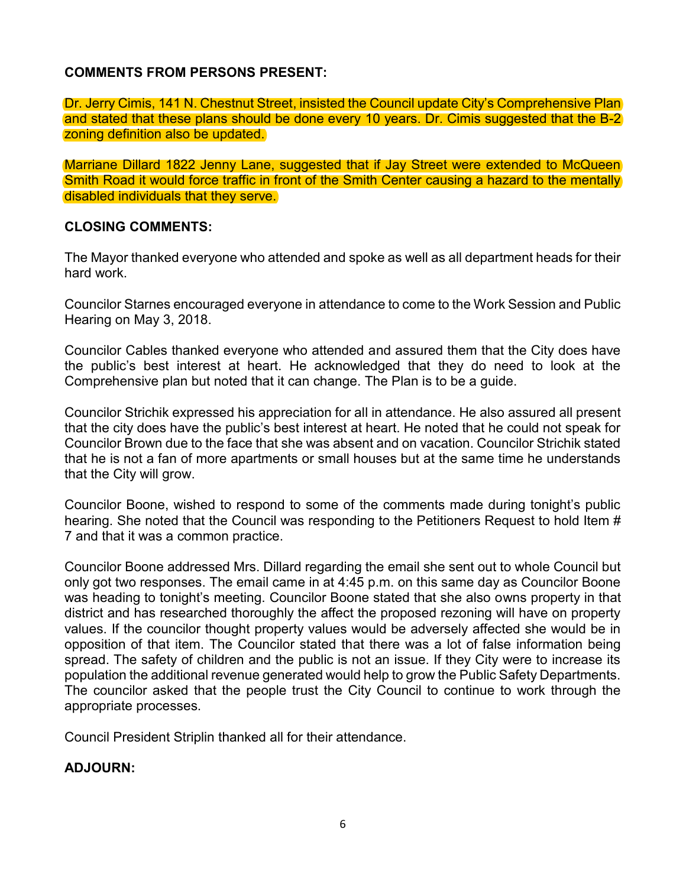**COMMENTS FROM PERSONS PRESENT:**

Dr. Jerry Cimis, 141 N. Chestnut Street, insisted the Council update City's Comprehensive Plan and stated that these plans should be done every 10 years. Dr. Cimis suggested that the B-2 zoning definition also be updated.

Marriane Dillard 1822 Jenny Lane, suggested that if Jay Street were extended to McQueen Smith Road it would force traffic in front of the Smith Center causing a hazard to the mentally disabled individuals that they serve.

**CLOSING COMMENTS:**

The Mayor thanked everyone who attended and spoke as well as all department heads for their hard work.

Councilor Starnes encouraged everyone in attendance to come to the Work Session and Public Hearing on May 3, 2018.

Councilor Cables thanked everyone who attended and assured them that the City does have the public's best interest at heart. He acknowledged that they do need to look at the Comprehensive plan but noted that it can change. The Plan is to be a guide.

Councilor Strichik expressed his appreciation for all in attendance. He also assured all present that the city does have the public's best interest at heart. He noted that he could not speak for Councilor Brown due to the face that she was absent and on vacation. Councilor Strichik stated that he is not a fan of more apartments or small houses but at the same time he understands that the City will grow.

Councilor Boone, wished to respond to some of the comments made during tonight's public hearing. She noted that the Council was responding to the Petitioners Request to hold Item # 7 and that it was a common practice.

Councilor Boone addressed Mrs. Dillard regarding the email she sent out to whole Council but only got two responses. The email came in at 4:45 p.m. on this same day as Councilor Boone was heading to tonight's meeting. Councilor Boone stated that she also owns property in that district and has researched thoroughly the affect the proposed rezoning will have on property values. If the councilor thought property values would be adversely affected she would be in opposition of that item. The Councilor stated that there was a lot of false information being spread. The safety of children and the public is not an issue. If they City were to increase its population the additional revenue generated would help to grow the Public Safety Departments. The councilor asked that the people trust the City Council to continue to work through the appropriate processes.

Council President Striplin thanked all for their attendance.

**ADJOURN:**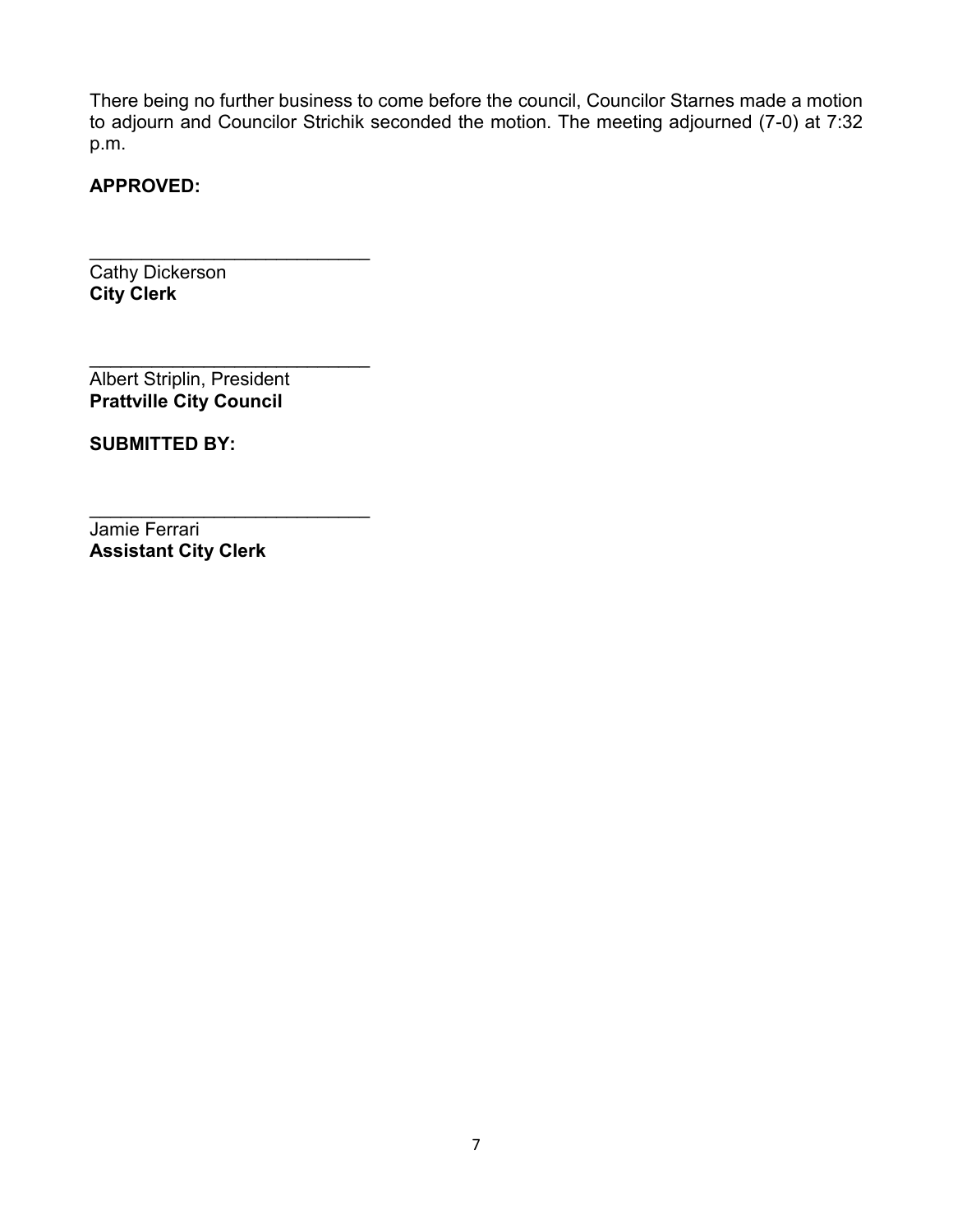There being no further business to come before the council, Councilor Starnes made a motion to adjourn and Councilor Strichik seconded the motion. The meeting adjourned (7-0) at 7:32 p.m.

**APPROVED:**

\_\_\_\_\_\_\_\_\_\_\_\_\_\_\_\_\_\_\_\_\_\_\_\_\_\_\_\_

Cathy Dickerson
**City Clerk**

\_\_\_\_\_\_\_\_\_\_\_\_\_\_\_\_\_\_\_\_\_\_\_\_\_\_\_\_

Albert Striplin, President
**Prattville City Council**

**SUBMITTED BY:**

\_\_\_\_\_\_\_\_\_\_\_\_\_\_\_\_\_\_\_\_\_\_\_\_\_\_\_\_

Jamie Ferrari
**Assistant City Clerk**